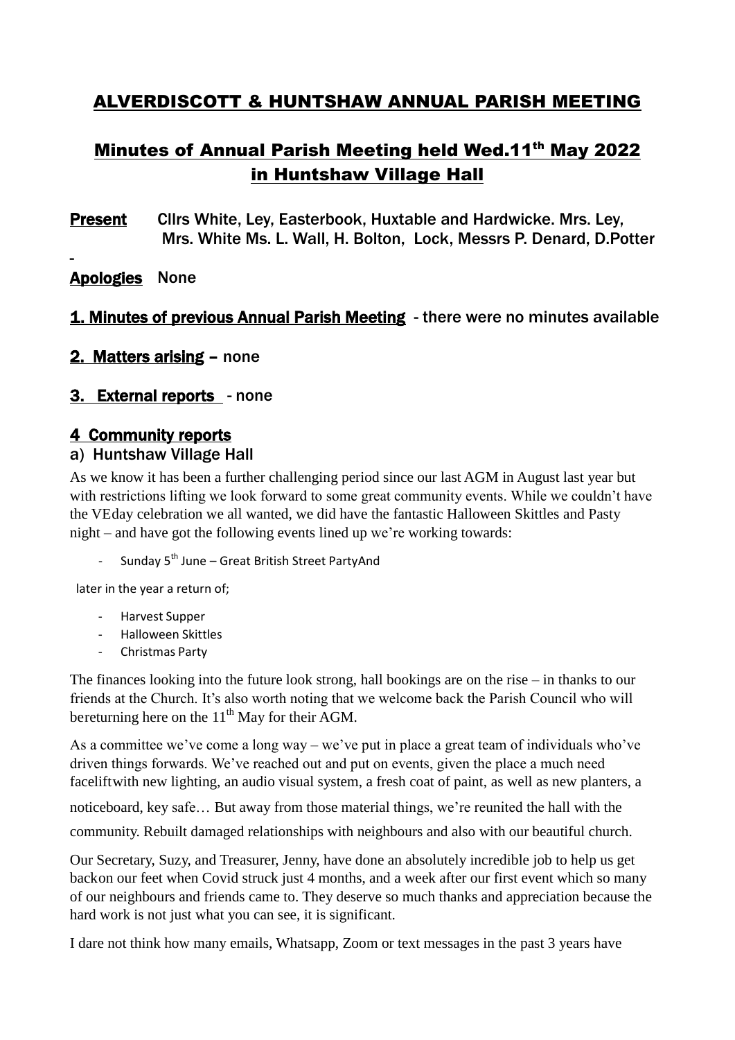# ALVERDISCOTT & HUNTSHAW ANNUAL PARISH MEETING

## Minutes of Annual Parish Meeting held Wed.11th May 2022 in Huntshaw Village Hall

**Present** Cllrs White, Ley, Easterbook, Huxtable and Hardwicke. Mrs. Ley, Mrs. White Ms. L. Wall, H. Bolton, Lock, Messrs P. Denard, D.Potter

-

**Apologies** None

**1. Minutes of previous Annual Parish Meeting** - there were no minutes available

**2. Matters arising** – none

**3. External reports** - none

### 4 Community reports

#### a) Huntshaw Village Hall

As we know it has been a further challenging period since our last AGM in August last year but with restrictions lifting we look forward to some great community events. While we couldn't have the VEday celebration we all wanted, we did have the fantastic Halloween Skittles and Pasty night – and have got the following events lined up we're working towards:

- Sunday 5th June – Great British Street PartyAnd

later in the year a return of;

- Harvest Supper
- Halloween Skittles
- Christmas Party

The finances looking into the future look strong, hall bookings are on the rise – in thanks to our friends at the Church. It's also worth noting that we welcome back the Parish Council who will bereturning here on the 11th May for their AGM.

As a committee we've come a long way – we've put in place a great team of individuals who've driven things forwards. We've reached out and put on events, given the place a much need faceliftwith new lighting, an audio visual system, a fresh coat of paint, as well as new planters, a noticeboard, key safe… But away from those material things, we're reunited the hall with the community. Rebuilt damaged relationships with neighbours and also with our beautiful church.

Our Secretary, Suzy, and Treasurer, Jenny, have done an absolutely incredible job to help us get backon our feet when Covid struck just 4 months, and a week after our first event which so many of our neighbours and friends came to. They deserve so much thanks and appreciation because the hard work is not just what you can see, it is significant.

I dare not think how many emails, Whatsapp, Zoom or text messages in the past 3 years have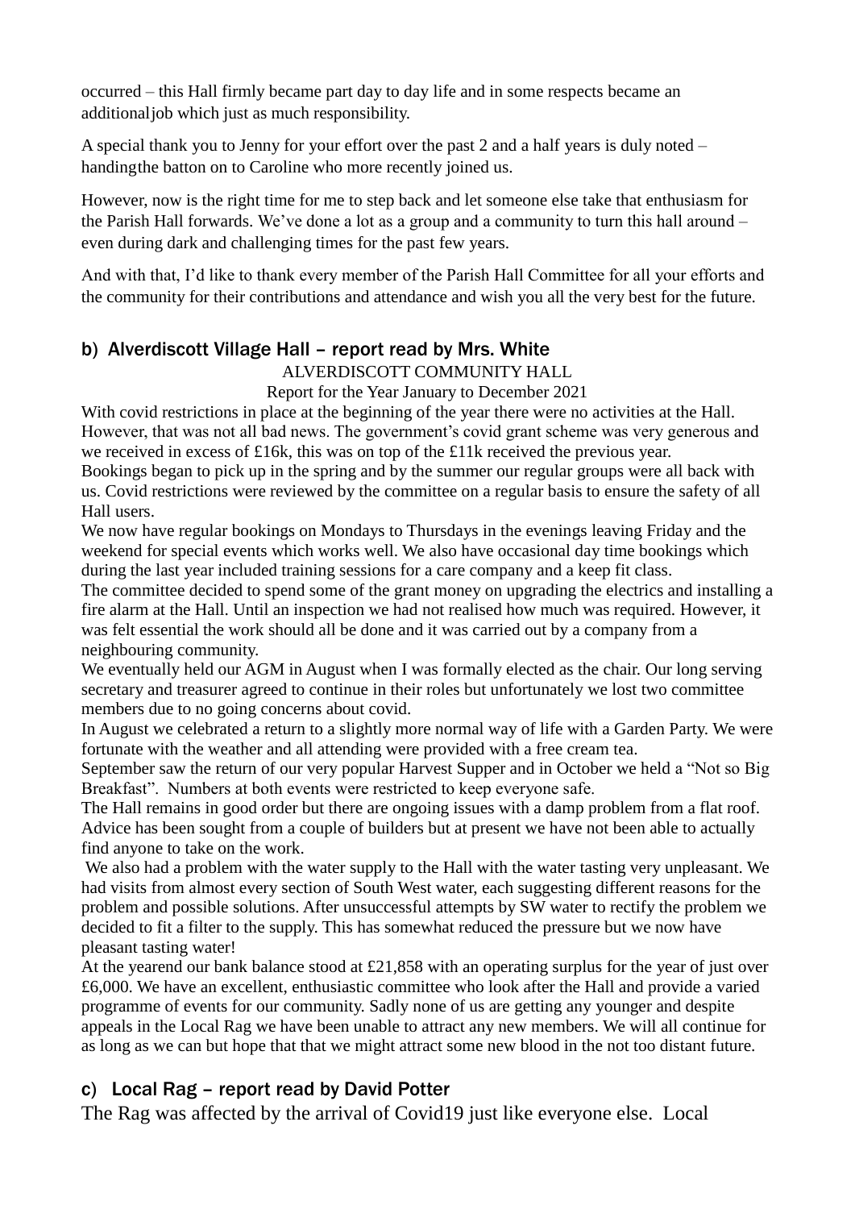occurred – this Hall firmly became part day to day life and in some respects became an additionaljob which just as much responsibility.

A special thank you to Jenny for your effort over the past 2 and a half years is duly noted – handingthe batton on to Caroline who more recently joined us.

However, now is the right time for me to step back and let someone else take that enthusiasm for the Parish Hall forwards. We've done a lot as a group and a community to turn this hall around – even during dark and challenging times for the past few years.

And with that, I'd like to thank every member of the Parish Hall Committee for all your efforts and the community for their contributions and attendance and wish you all the very best for the future.

## b) Alverdiscott Village Hall – report read by Mrs. White

ALVERDISCOTT COMMUNITY HALL

Report for the Year January to December 2021

With covid restrictions in place at the beginning of the year there were no activities at the Hall. However, that was not all bad news. The government's covid grant scheme was very generous and we received in excess of £16k, this was on top of the £11k received the previous year.

Bookings began to pick up in the spring and by the summer our regular groups were all back with us. Covid restrictions were reviewed by the committee on a regular basis to ensure the safety of all Hall users.

We now have regular bookings on Mondays to Thursdays in the evenings leaving Friday and the weekend for special events which works well. We also have occasional day time bookings which during the last year included training sessions for a care company and a keep fit class.

The committee decided to spend some of the grant money on upgrading the electrics and installing a fire alarm at the Hall. Until an inspection we had not realised how much was required. However, it was felt essential the work should all be done and it was carried out by a company from a neighbouring community.

We eventually held our AGM in August when I was formally elected as the chair. Our long serving secretary and treasurer agreed to continue in their roles but unfortunately we lost two committee members due to no going concerns about covid.

In August we celebrated a return to a slightly more normal way of life with a Garden Party. We were fortunate with the weather and all attending were provided with a free cream tea.

September saw the return of our very popular Harvest Supper and in October we held a "Not so Big Breakfast". Numbers at both events were restricted to keep everyone safe.

The Hall remains in good order but there are ongoing issues with a damp problem from a flat roof. Advice has been sought from a couple of builders but at present we have not been able to actually find anyone to take on the work.

We also had a problem with the water supply to the Hall with the water tasting very unpleasant. We had visits from almost every section of South West water, each suggesting different reasons for the problem and possible solutions. After unsuccessful attempts by SW water to rectify the problem we decided to fit a filter to the supply. This has somewhat reduced the pressure but we now have pleasant tasting water!

At the yearend our bank balance stood at £21,858 with an operating surplus for the year of just over £6,000. We have an excellent, enthusiastic committee who look after the Hall and provide a varied programme of events for our community. Sadly none of us are getting any younger and despite appeals in the Local Rag we have been unable to attract any new members. We will all continue for as long as we can but hope that that we might attract some new blood in the not too distant future.

## c) Local Rag – report read by David Potter

The Rag was affected by the arrival of Covid19 just like everyone else. Local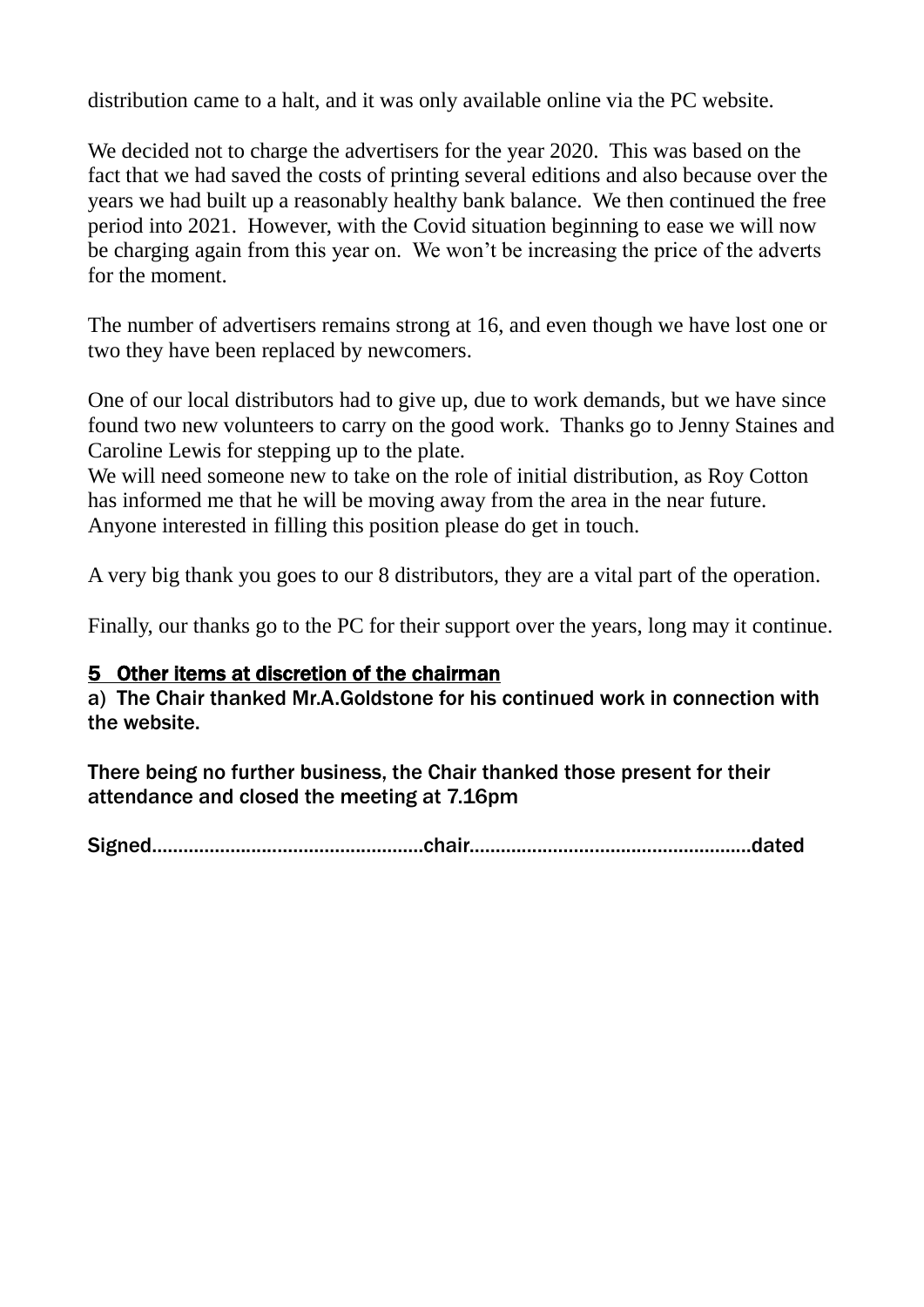distribution came to a halt, and it was only available online via the PC website.

We decided not to charge the advertisers for the year 2020. This was based on the fact that we had saved the costs of printing several editions and also because over the years we had built up a reasonably healthy bank balance. We then continued the free period into 2021. However, with the Covid situation beginning to ease we will now be charging again from this year on. We won't be increasing the price of the adverts for the moment.

The number of advertisers remains strong at 16, and even though we have lost one or two they have been replaced by newcomers.

One of our local distributors had to give up, due to work demands, but we have since found two new volunteers to carry on the good work. Thanks go to Jenny Staines and Caroline Lewis for stepping up to the plate.
We will need someone new to take on the role of initial distribution, as Roy Cotton has informed me that he will be moving away from the area in the near future. Anyone interested in filling this position please do get in touch.

A very big thank you goes to our 8 distributors, they are a vital part of the operation.

Finally, our thanks go to the PC for their support over the years, long may it continue.

**5 Other items at discretion of the chairman**

a) The Chair thanked Mr.A.Goldstone for his continued work in connection with the website.

There being no further business, the Chair thanked those present for their attendance and closed the meeting at 7.16pm

Signed……………………………………………chair……………………………………………dated